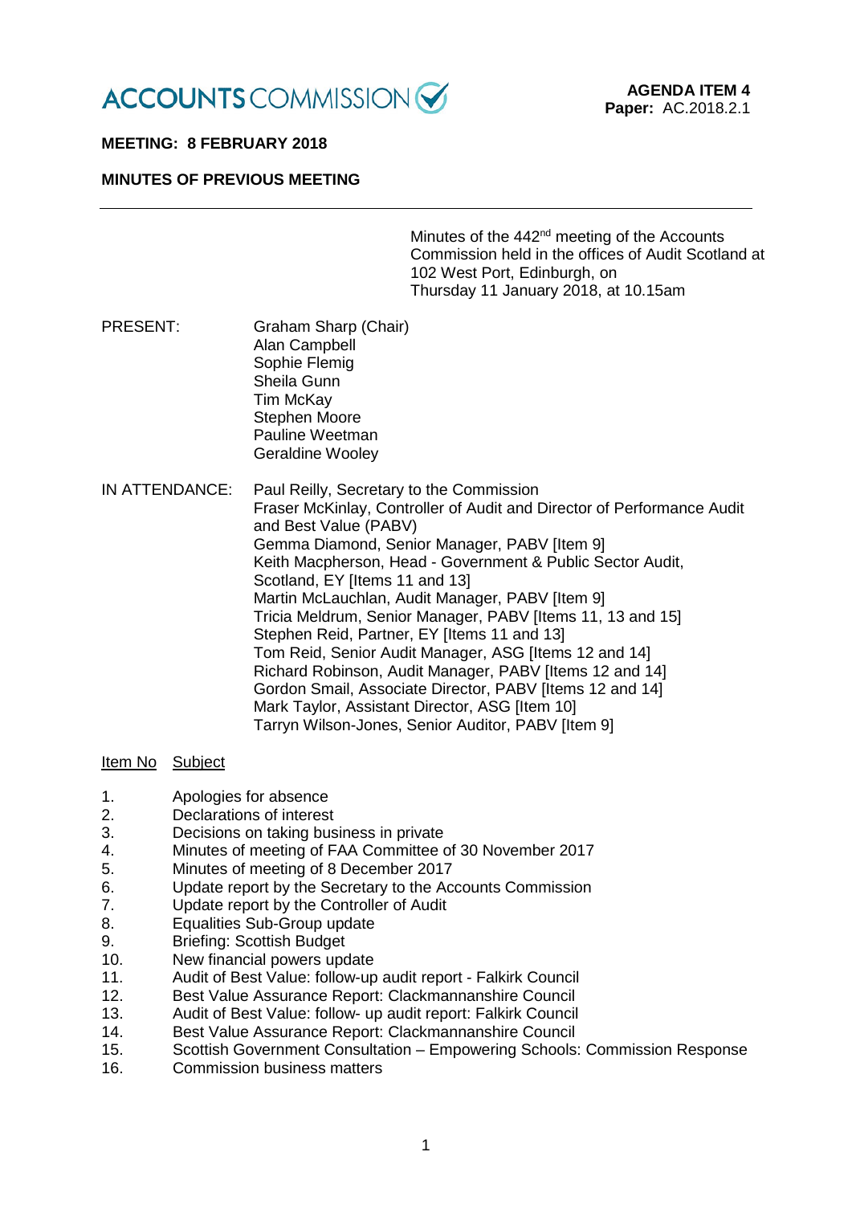ACCOUNTS COMMISSION

**AGENDA ITEM 4**
**Paper:** AC.2018.2.1

**MEETING: 8 FEBRUARY 2018**

**MINUTES OF PREVIOUS MEETING**

---

Minutes of the 442nd meeting of the Accounts Commission held in the offices of Audit Scotland at 102 West Port, Edinburgh, on Thursday 11 January 2018, at 10.15am

PRESENT: Graham Sharp (Chair)
Alan Campbell
Sophie Flemig
Sheila Gunn
Tim McKay
Stephen Moore
Pauline Weetman
Geraldine Wooley

IN ATTENDANCE: Paul Reilly, Secretary to the Commission
Fraser McKinlay, Controller of Audit and Director of Performance Audit and Best Value (PABV)
Gemma Diamond, Senior Manager, PABV [Item 9]
Keith Macpherson, Head - Government & Public Sector Audit, Scotland, EY [Items 11 and 13]
Martin McLauchlan, Audit Manager, PABV [Item 9]
Tricia Meldrum, Senior Manager, PABV [Items 11, 13 and 15]
Stephen Reid, Partner, EY [Items 11 and 13]
Tom Reid, Senior Audit Manager, ASG [Items 12 and 14]
Richard Robinson, Audit Manager, PABV [Items 12 and 14]
Gordon Smail, Associate Director, PABV [Items 12 and 14]
Mark Taylor, Assistant Director, ASG [Item 10]
Tarryn Wilson-Jones, Senior Auditor, PABV [Item 9]

| Item No | Subject |
|---|---|
| 1. | Apologies for absence |
| 2. | Declarations of interest |
| 3. | Decisions on taking business in private |
| 4. | Minutes of meeting of FAA Committee of 30 November 2017 |
| 5. | Minutes of meeting of 8 December 2017 |
| 6. | Update report by the Secretary to the Accounts Commission |
| 7. | Update report by the Controller of Audit |
| 8. | Equalities Sub-Group update |
| 9. | Briefing: Scottish Budget |
| 10. | New financial powers update |
| 11. | Audit of Best Value: follow-up audit report - Falkirk Council |
| 12. | Best Value Assurance Report: Clackmannanshire Council |
| 13. | Audit of Best Value: follow- up audit report: Falkirk Council |
| 14. | Best Value Assurance Report: Clackmannanshire Council |
| 15. | Scottish Government Consultation – Empowering Schools: Commission Response |
| 16. | Commission business matters |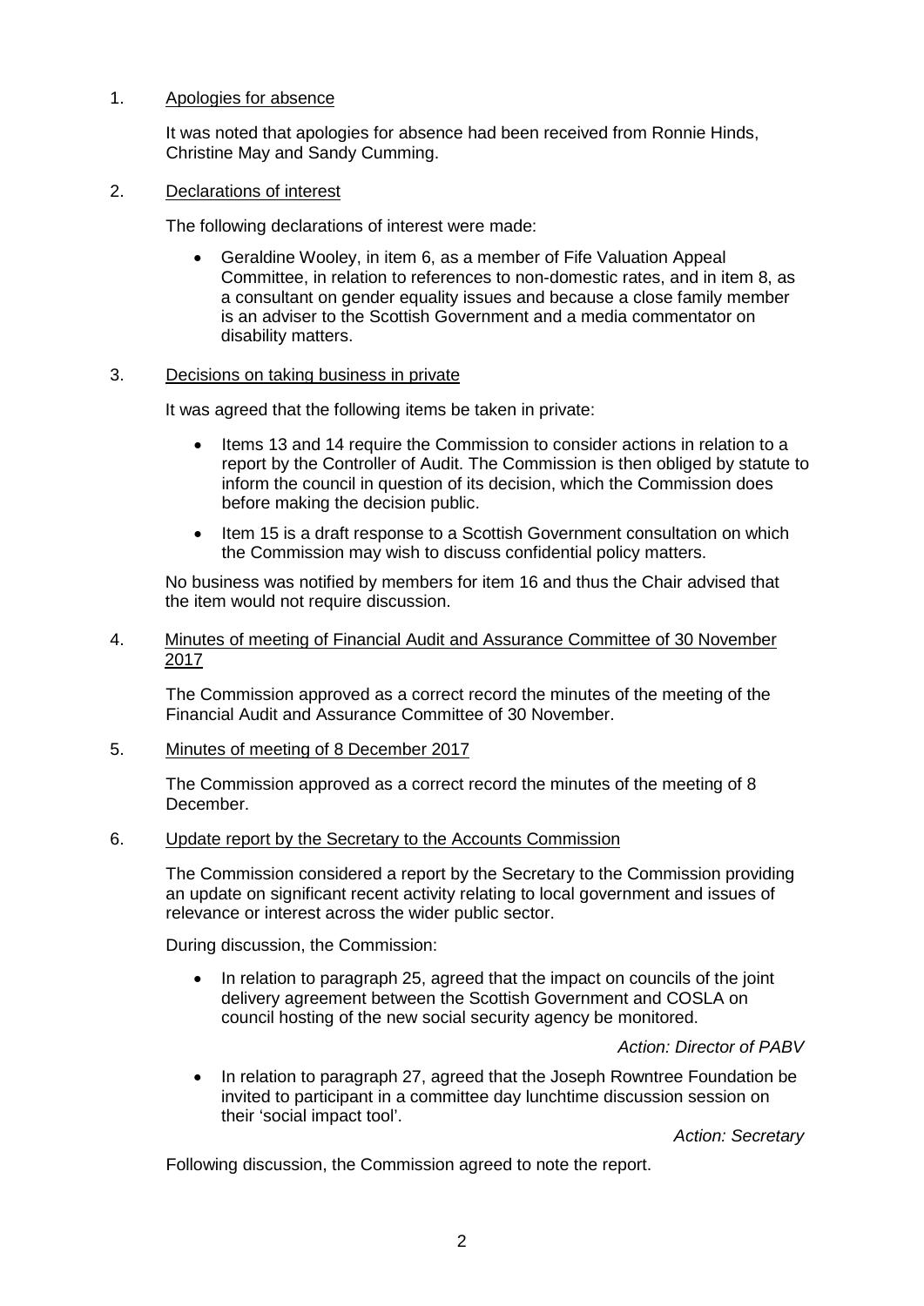1. Apologies for absence

It was noted that apologies for absence had been received from Ronnie Hinds, Christine May and Sandy Cumming.

2. Declarations of interest

The following declarations of interest were made:

- Geraldine Wooley, in item 6, as a member of Fife Valuation Appeal Committee, in relation to references to non-domestic rates, and in item 8, as a consultant on gender equality issues and because a close family member is an adviser to the Scottish Government and a media commentator on disability matters.

3. Decisions on taking business in private

It was agreed that the following items be taken in private:

- Items 13 and 14 require the Commission to consider actions in relation to a report by the Controller of Audit. The Commission is then obliged by statute to inform the council in question of its decision, which the Commission does before making the decision public.
- Item 15 is a draft response to a Scottish Government consultation on which the Commission may wish to discuss confidential policy matters.

No business was notified by members for item 16 and thus the Chair advised that the item would not require discussion.

4. Minutes of meeting of Financial Audit and Assurance Committee of 30 November 2017

The Commission approved as a correct record the minutes of the meeting of the Financial Audit and Assurance Committee of 30 November.

5. Minutes of meeting of 8 December 2017

The Commission approved as a correct record the minutes of the meeting of 8 December.

6. Update report by the Secretary to the Accounts Commission

The Commission considered a report by the Secretary to the Commission providing an update on significant recent activity relating to local government and issues of relevance or interest across the wider public sector.

During discussion, the Commission:

- In relation to paragraph 25, agreed that the impact on councils of the joint delivery agreement between the Scottish Government and COSLA on council hosting of the new social security agency be monitored.

  *Action: Director of PABV*

- In relation to paragraph 27, agreed that the Joseph Rowntree Foundation be invited to participant in a committee day lunchtime discussion session on their 'social impact tool'.

  *Action: Secretary*

Following discussion, the Commission agreed to note the report.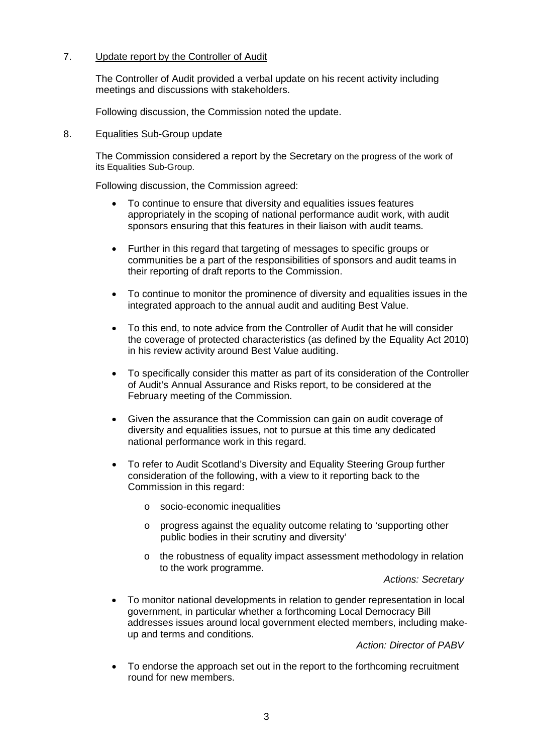7. Update report by the Controller of Audit

The Controller of Audit provided a verbal update on his recent activity including meetings and discussions with stakeholders.

Following discussion, the Commission noted the update.

8. Equalities Sub-Group update

The Commission considered a report by the Secretary on the progress of the work of its Equalities Sub-Group.

Following discussion, the Commission agreed:

- To continue to ensure that diversity and equalities issues features appropriately in the scoping of national performance audit work, with audit sponsors ensuring that this features in their liaison with audit teams.
- Further in this regard that targeting of messages to specific groups or communities be a part of the responsibilities of sponsors and audit teams in their reporting of draft reports to the Commission.
- To continue to monitor the prominence of diversity and equalities issues in the integrated approach to the annual audit and auditing Best Value.
- To this end, to note advice from the Controller of Audit that he will consider the coverage of protected characteristics (as defined by the Equality Act 2010) in his review activity around Best Value auditing.
- To specifically consider this matter as part of its consideration of the Controller of Audit's Annual Assurance and Risks report, to be considered at the February meeting of the Commission.
- Given the assurance that the Commission can gain on audit coverage of diversity and equalities issues, not to pursue at this time any dedicated national performance work in this regard.
- To refer to Audit Scotland's Diversity and Equality Steering Group further consideration of the following, with a view to it reporting back to the Commission in this regard:
    - socio-economic inequalities
    - progress against the equality outcome relating to 'supporting other public bodies in their scrutiny and diversity'
    - the robustness of equality impact assessment methodology in relation to the work programme.

  *Actions: Secretary*

- To monitor national developments in relation to gender representation in local government, in particular whether a forthcoming Local Democracy Bill addresses issues around local government elected members, including make-up and terms and conditions.

  *Action: Director of PABV*

- To endorse the approach set out in the report to the forthcoming recruitment round for new members.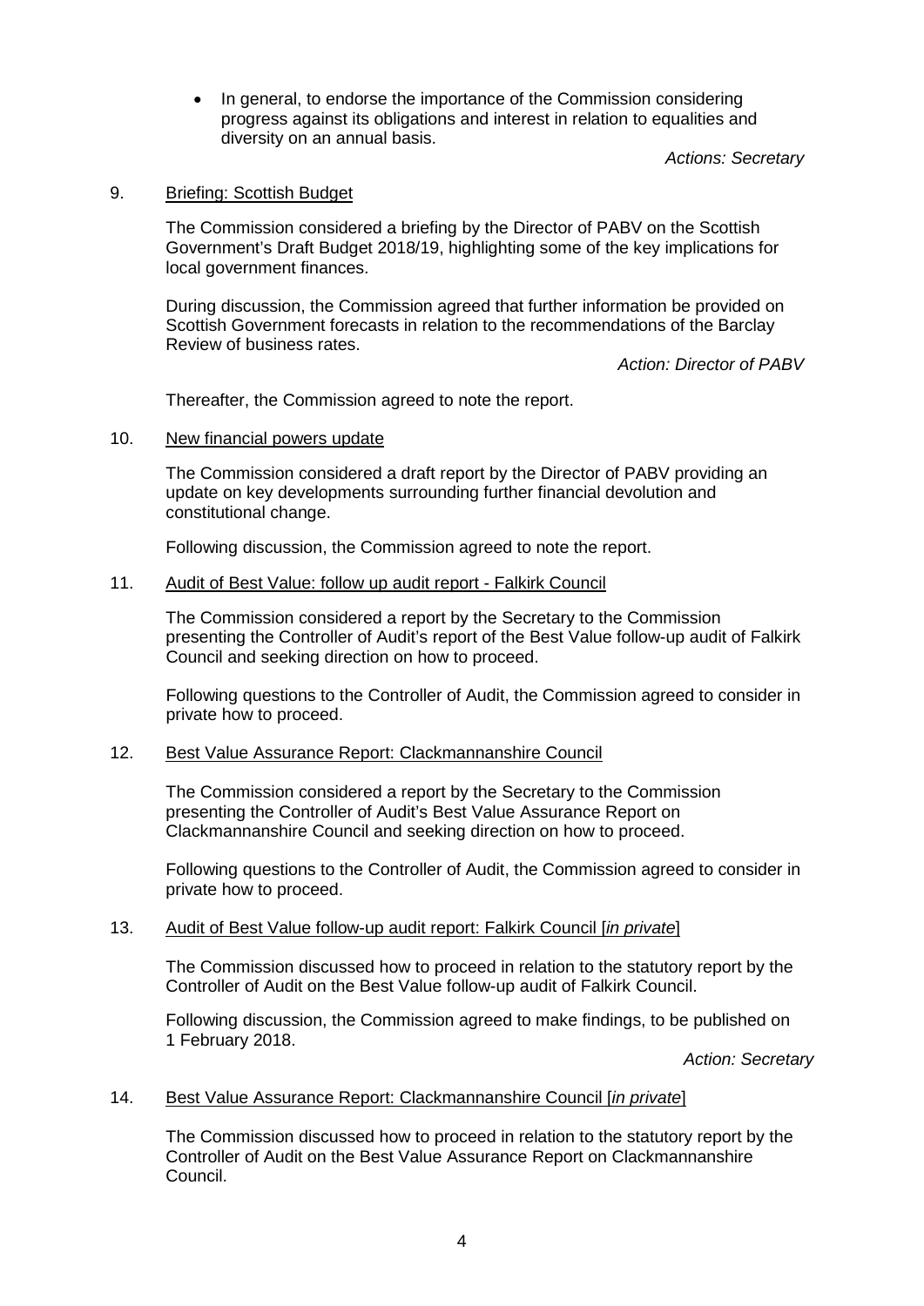- In general, to endorse the importance of the Commission considering progress against its obligations and interest in relation to equalities and diversity on an annual basis.

*Actions: Secretary*

9. Briefing: Scottish Budget

The Commission considered a briefing by the Director of PABV on the Scottish Government's Draft Budget 2018/19, highlighting some of the key implications for local government finances.

During discussion, the Commission agreed that further information be provided on Scottish Government forecasts in relation to the recommendations of the Barclay Review of business rates.

*Action: Director of PABV*

Thereafter, the Commission agreed to note the report.

10. New financial powers update

The Commission considered a draft report by the Director of PABV providing an update on key developments surrounding further financial devolution and constitutional change.

Following discussion, the Commission agreed to note the report.

11. Audit of Best Value: follow up audit report - Falkirk Council

The Commission considered a report by the Secretary to the Commission presenting the Controller of Audit's report of the Best Value follow-up audit of Falkirk Council and seeking direction on how to proceed.

Following questions to the Controller of Audit, the Commission agreed to consider in private how to proceed.

12. Best Value Assurance Report: Clackmannanshire Council

The Commission considered a report by the Secretary to the Commission presenting the Controller of Audit's Best Value Assurance Report on Clackmannanshire Council and seeking direction on how to proceed.

Following questions to the Controller of Audit, the Commission agreed to consider in private how to proceed.

13. Audit of Best Value follow-up audit report: Falkirk Council [*in private*]

The Commission discussed how to proceed in relation to the statutory report by the Controller of Audit on the Best Value follow-up audit of Falkirk Council.

Following discussion, the Commission agreed to make findings, to be published on 1 February 2018.

*Action: Secretary*

14. Best Value Assurance Report: Clackmannanshire Council [*in private*]

The Commission discussed how to proceed in relation to the statutory report by the Controller of Audit on the Best Value Assurance Report on Clackmannanshire Council.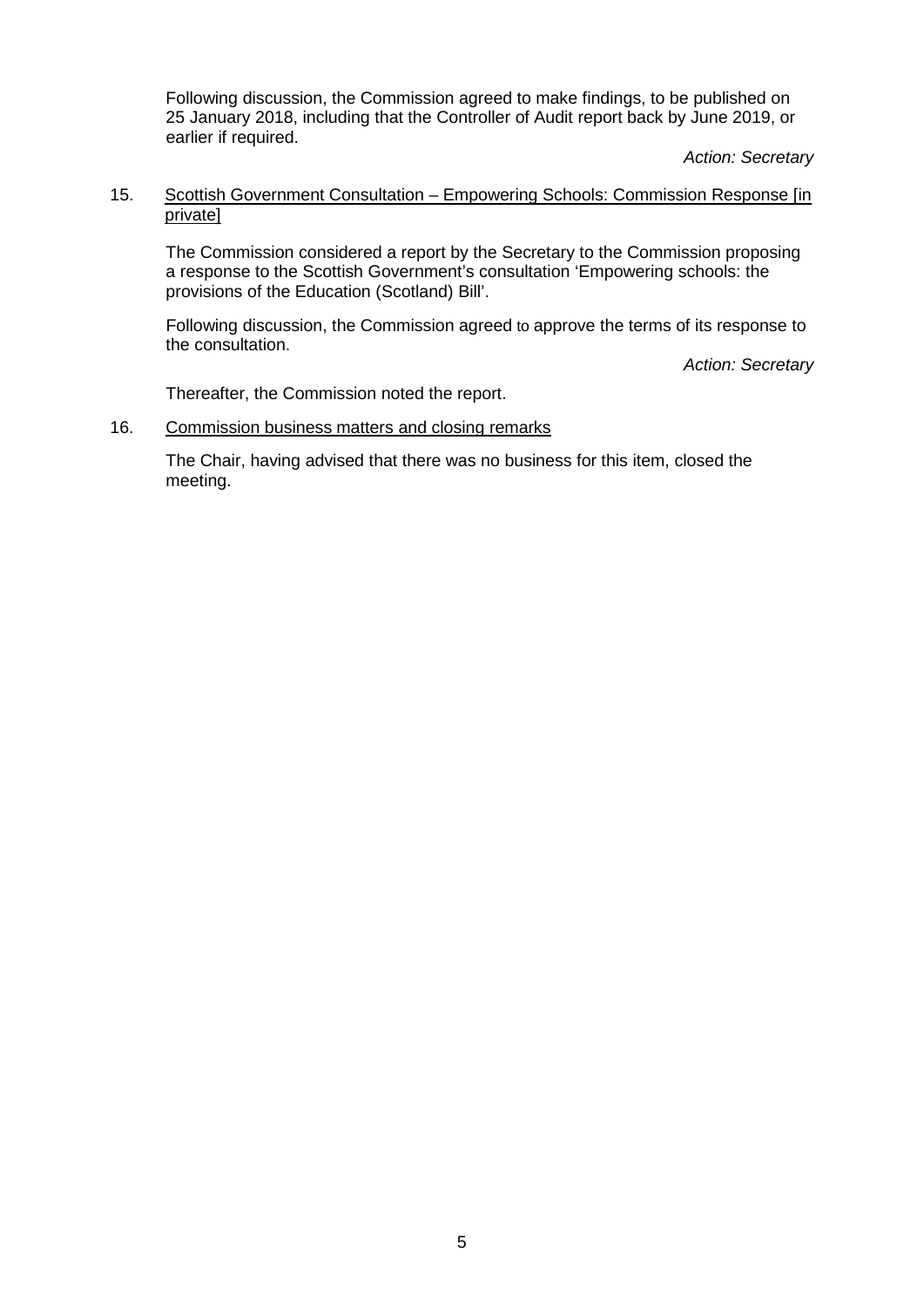Following discussion, the Commission agreed to make findings, to be published on 25 January 2018, including that the Controller of Audit report back by June 2019, or earlier if required.

*Action: Secretary*

15. Scottish Government Consultation – Empowering Schools: Commission Response [in private]

The Commission considered a report by the Secretary to the Commission proposing a response to the Scottish Government's consultation 'Empowering schools: the provisions of the Education (Scotland) Bill'.

Following discussion, the Commission agreed to approve the terms of its response to the consultation.

*Action: Secretary*

Thereafter, the Commission noted the report.

16. Commission business matters and closing remarks

The Chair, having advised that there was no business for this item, closed the meeting.